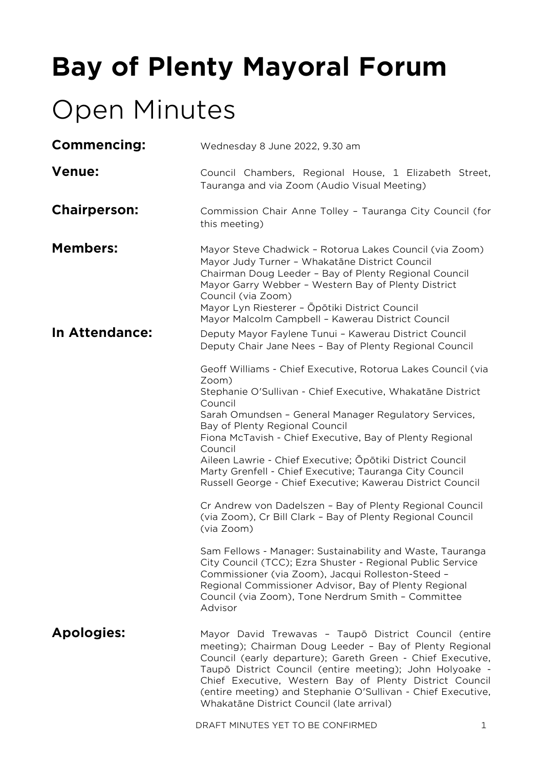# Bay of Plenty Mayoral Forum

# Open Minutes

**Commencing:** Wednesday 8 June 2022, 9.30 am

**Venue:** Council Chambers, Regional House, 1 Elizabeth Street, Tauranga and via Zoom (Audio Visual Meeting)

**Chairperson:** Commission Chair Anne Tolley – Tauranga City Council (for this meeting)

**Members:**
Mayor Steve Chadwick – Rotorua Lakes Council (via Zoom)
Mayor Judy Turner – Whakatāne District Council
Chairman Doug Leeder – Bay of Plenty Regional Council
Mayor Garry Webber – Western Bay of Plenty District Council (via Zoom)
Mayor Lyn Riesterer – Ōpōtiki District Council
Mayor Malcolm Campbell – Kawerau District Council

**In Attendance:**
Deputy Mayor Faylene Tunui – Kawerau District Council
Deputy Chair Jane Nees – Bay of Plenty Regional Council

Geoff Williams - Chief Executive, Rotorua Lakes Council (via Zoom)
Stephanie O'Sullivan - Chief Executive, Whakatāne District Council
Sarah Omundsen – General Manager Regulatory Services, Bay of Plenty Regional Council
Fiona McTavish - Chief Executive, Bay of Plenty Regional Council
Aileen Lawrie - Chief Executive; Ōpōtiki District Council
Marty Grenfell - Chief Executive; Tauranga City Council
Russell George - Chief Executive; Kawerau District Council

Cr Andrew von Dadelszen – Bay of Plenty Regional Council (via Zoom), Cr Bill Clark – Bay of Plenty Regional Council (via Zoom)

Sam Fellows - Manager: Sustainability and Waste, Tauranga City Council (TCC); Ezra Shuster - Regional Public Service Commissioner (via Zoom), Jacqui Rolleston-Steed – Regional Commissioner Advisor, Bay of Plenty Regional Council (via Zoom), Tone Nerdrum Smith – Committee Advisor

**Apologies:** Mayor David Trewavas – Taupō District Council (entire meeting); Chairman Doug Leeder – Bay of Plenty Regional Council (early departure); Gareth Green - Chief Executive, Taupō District Council (entire meeting); John Holyoake - Chief Executive, Western Bay of Plenty District Council (entire meeting) and Stephanie O'Sullivan - Chief Executive, Whakatāne District Council (late arrival)

DRAFT MINUTES YET TO BE CONFIRMED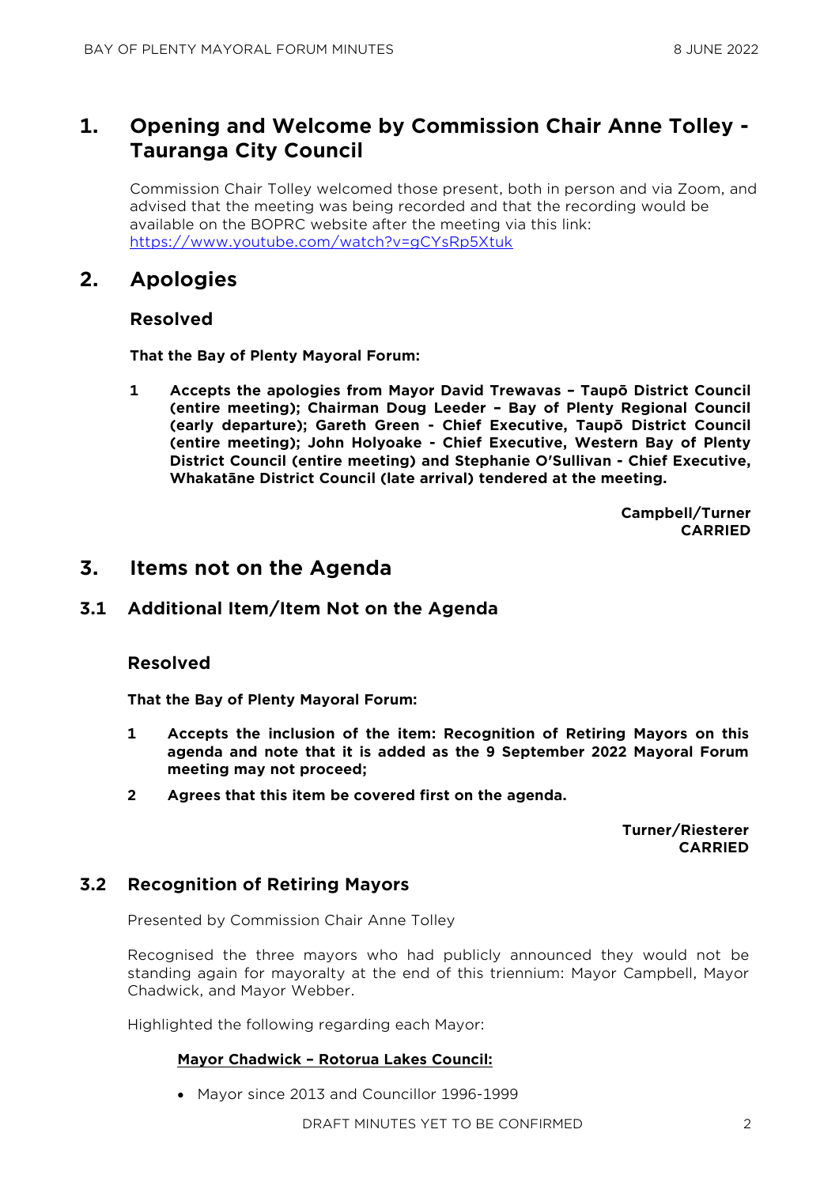## 1. Opening and Welcome by Commission Chair Anne Tolley - Tauranga City Council

Commission Chair Tolley welcomed those present, both in person and via Zoom, and advised that the meeting was being recorded and that the recording would be available on the BOPRC website after the meeting via this link: https://www.youtube.com/watch?v=gCYsRp5Xtuk

## 2. Apologies

### Resolved

**That the Bay of Plenty Mayoral Forum:**

**1 Accepts the apologies from Mayor David Trewavas – Taupō District Council (entire meeting); Chairman Doug Leeder – Bay of Plenty Regional Council (early departure); Gareth Green - Chief Executive, Taupō District Council (entire meeting); John Holyoake - Chief Executive, Western Bay of Plenty District Council (entire meeting) and Stephanie O'Sullivan - Chief Executive, Whakatāne District Council (late arrival) tendered at the meeting.**

**Campbell/Turner**
**CARRIED**

## 3. Items not on the Agenda

### 3.1 Additional Item/Item Not on the Agenda

### Resolved

**That the Bay of Plenty Mayoral Forum:**

**1 Accepts the inclusion of the item: Recognition of Retiring Mayors on this agenda and note that it is added as the 9 September 2022 Mayoral Forum meeting may not proceed;**

**2 Agrees that this item be covered first on the agenda.**

**Turner/Riesterer**
**CARRIED**

### 3.2 Recognition of Retiring Mayors

Presented by Commission Chair Anne Tolley

Recognised the three mayors who had publicly announced they would not be standing again for mayoralty at the end of this triennium: Mayor Campbell, Mayor Chadwick, and Mayor Webber.

Highlighted the following regarding each Mayor:

**Mayor Chadwick – Rotorua Lakes Council:**

- Mayor since 2013 and Councillor 1996-1999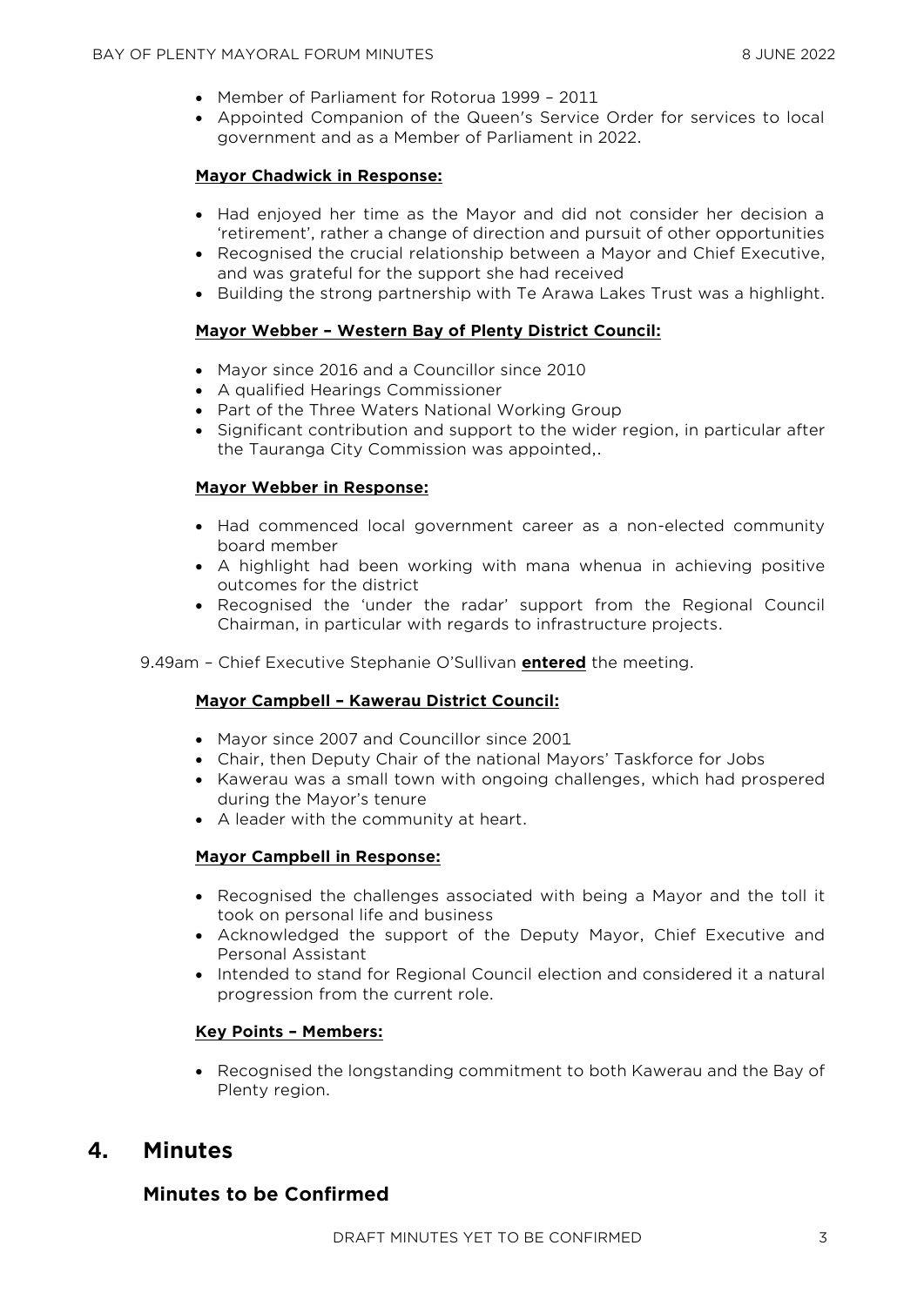- Member of Parliament for Rotorua 1999 – 2011
- Appointed Companion of the Queen's Service Order for services to local government and as a Member of Parliament in 2022.

**Mayor Chadwick in Response:**

- Had enjoyed her time as the Mayor and did not consider her decision a 'retirement', rather a change of direction and pursuit of other opportunities
- Recognised the crucial relationship between a Mayor and Chief Executive, and was grateful for the support she had received
- Building the strong partnership with Te Arawa Lakes Trust was a highlight.

**Mayor Webber – Western Bay of Plenty District Council:**

- Mayor since 2016 and a Councillor since 2010
- A qualified Hearings Commissioner
- Part of the Three Waters National Working Group
- Significant contribution and support to the wider region, in particular after the Tauranga City Commission was appointed,.

**Mayor Webber in Response:**

- Had commenced local government career as a non-elected community board member
- A highlight had been working with mana whenua in achieving positive outcomes for the district
- Recognised the 'under the radar' support from the Regional Council Chairman, in particular with regards to infrastructure projects.

9.49am – Chief Executive Stephanie O'Sullivan **entered** the meeting.

**Mayor Campbell – Kawerau District Council:**

- Mayor since 2007 and Councillor since 2001
- Chair, then Deputy Chair of the national Mayors' Taskforce for Jobs
- Kawerau was a small town with ongoing challenges, which had prospered during the Mayor's tenure
- A leader with the community at heart.

**Mayor Campbell in Response:**

- Recognised the challenges associated with being a Mayor and the toll it took on personal life and business
- Acknowledged the support of the Deputy Mayor, Chief Executive and Personal Assistant
- Intended to stand for Regional Council election and considered it a natural progression from the current role.

**Key Points – Members:**

- Recognised the longstanding commitment to both Kawerau and the Bay of Plenty region.

# 4. Minutes

## Minutes to be Confirmed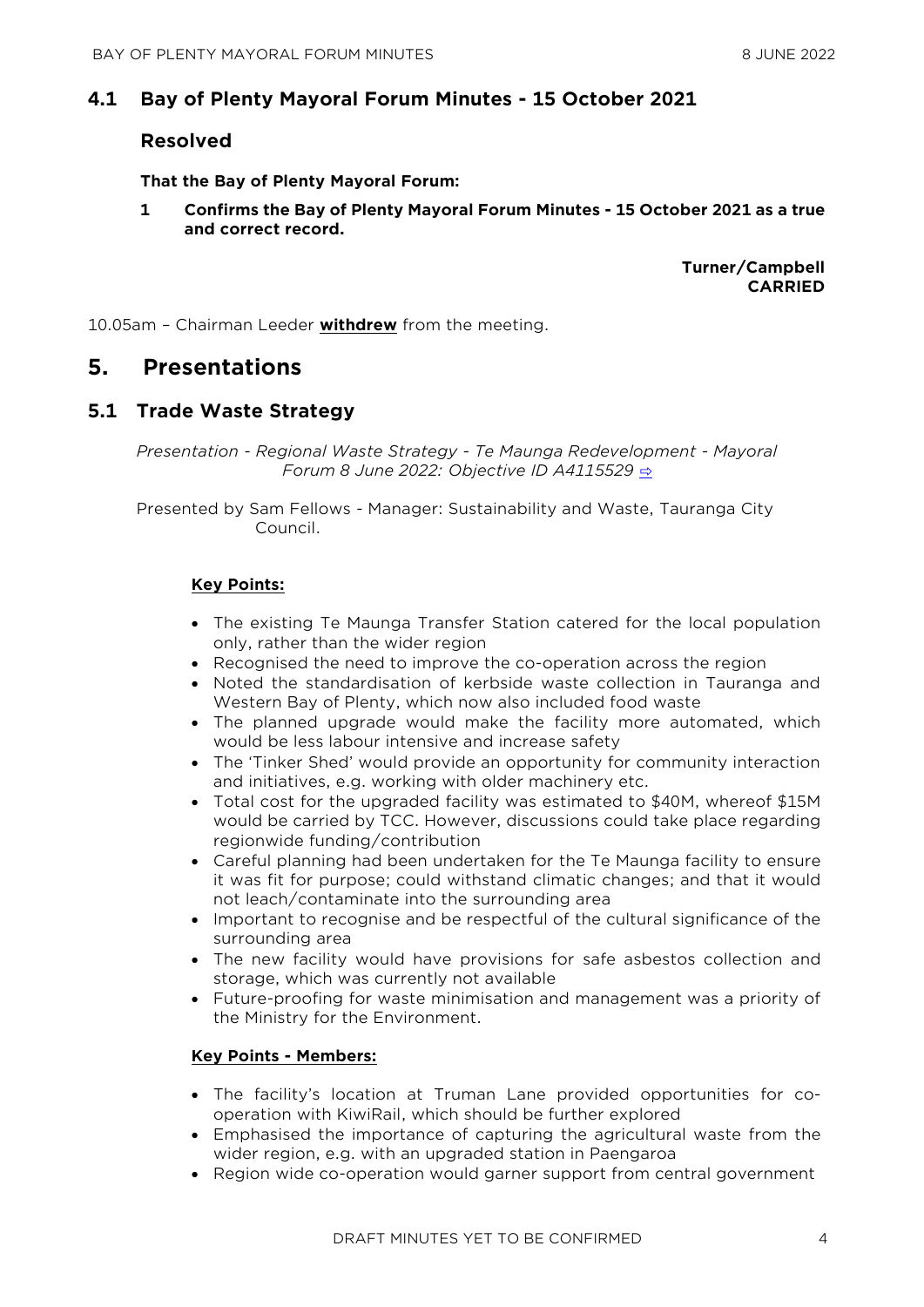## 4.1 Bay of Plenty Mayoral Forum Minutes - 15 October 2021

### Resolved

**That the Bay of Plenty Mayoral Forum:**

**1 Confirms the Bay of Plenty Mayoral Forum Minutes - 15 October 2021 as a true and correct record.**

**Turner/Campbell**
**CARRIED**

10.05am – Chairman Leeder **withdrew** from the meeting.

# 5. Presentations

## 5.1 Trade Waste Strategy

*Presentation - Regional Waste Strategy - Te Maunga Redevelopment - Mayoral Forum 8 June 2022: Objective ID A4115529* ⇨

Presented by Sam Fellows - Manager: Sustainability and Waste, Tauranga City Council.

**Key Points:**

- The existing Te Maunga Transfer Station catered for the local population only, rather than the wider region
- Recognised the need to improve the co-operation across the region
- Noted the standardisation of kerbside waste collection in Tauranga and Western Bay of Plenty, which now also included food waste
- The planned upgrade would make the facility more automated, which would be less labour intensive and increase safety
- The 'Tinker Shed' would provide an opportunity for community interaction and initiatives, e.g. working with older machinery etc.
- Total cost for the upgraded facility was estimated to $40M, whereof $15M would be carried by TCC. However, discussions could take place regarding regionwide funding/contribution
- Careful planning had been undertaken for the Te Maunga facility to ensure it was fit for purpose; could withstand climatic changes; and that it would not leach/contaminate into the surrounding area
- Important to recognise and be respectful of the cultural significance of the surrounding area
- The new facility would have provisions for safe asbestos collection and storage, which was currently not available
- Future-proofing for waste minimisation and management was a priority of the Ministry for the Environment.

**Key Points - Members:**

- The facility's location at Truman Lane provided opportunities for co-operation with KiwiRail, which should be further explored
- Emphasised the importance of capturing the agricultural waste from the wider region, e.g. with an upgraded station in Paengaroa
- Region wide co-operation would garner support from central government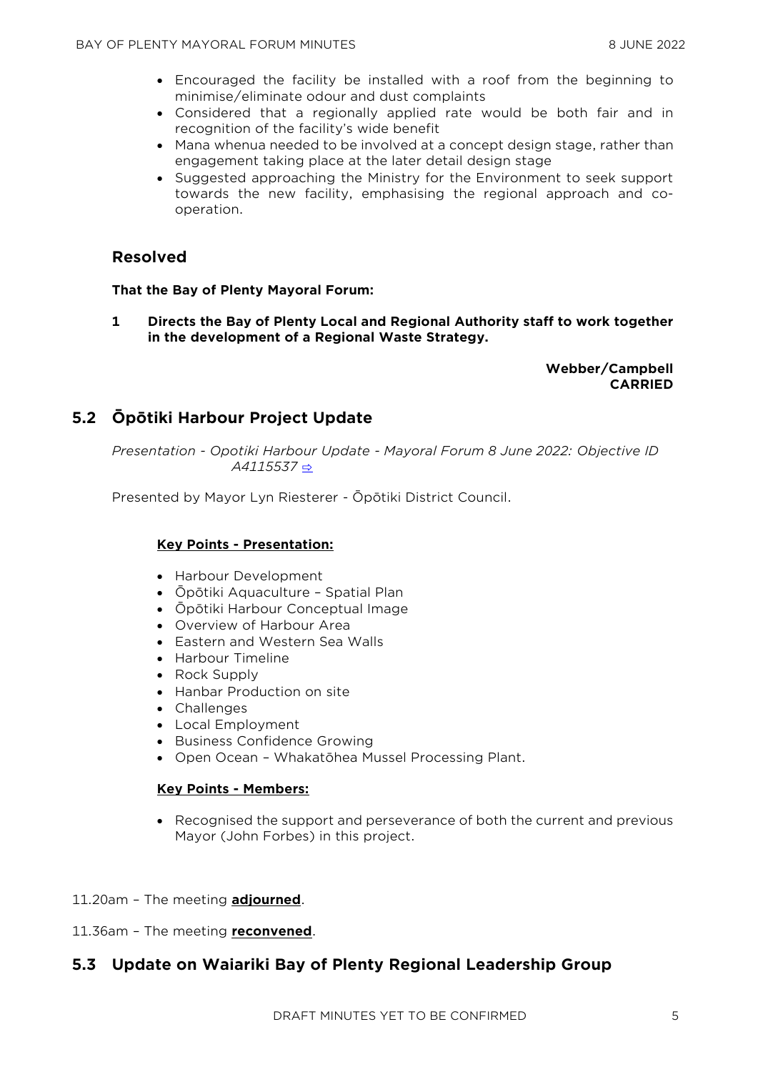- Encouraged the facility be installed with a roof from the beginning to minimise/eliminate odour and dust complaints
- Considered that a regionally applied rate would be both fair and in recognition of the facility's wide benefit
- Mana whenua needed to be involved at a concept design stage, rather than engagement taking place at the later detail design stage
- Suggested approaching the Ministry for the Environment to seek support towards the new facility, emphasising the regional approach and co-operation.

### Resolved

**That the Bay of Plenty Mayoral Forum:**

**1 Directs the Bay of Plenty Local and Regional Authority staff to work together in the development of a Regional Waste Strategy.**

**Webber/Campbell**
**CARRIED**

## 5.2 Ōpōtiki Harbour Project Update

*Presentation - Opotiki Harbour Update - Mayoral Forum 8 June 2022: Objective ID A4115537* ⇨

Presented by Mayor Lyn Riesterer - Ōpōtiki District Council.

**Key Points - Presentation:**

- Harbour Development
- Ōpōtiki Aquaculture – Spatial Plan
- Ōpōtiki Harbour Conceptual Image
- Overview of Harbour Area
- Eastern and Western Sea Walls
- Harbour Timeline
- Rock Supply
- Hanbar Production on site
- Challenges
- Local Employment
- Business Confidence Growing
- Open Ocean – Whakatōhea Mussel Processing Plant.

**Key Points - Members:**

- Recognised the support and perseverance of both the current and previous Mayor (John Forbes) in this project.

11.20am – The meeting **adjourned**.

11.36am – The meeting **reconvened**.

## 5.3 Update on Waiariki Bay of Plenty Regional Leadership Group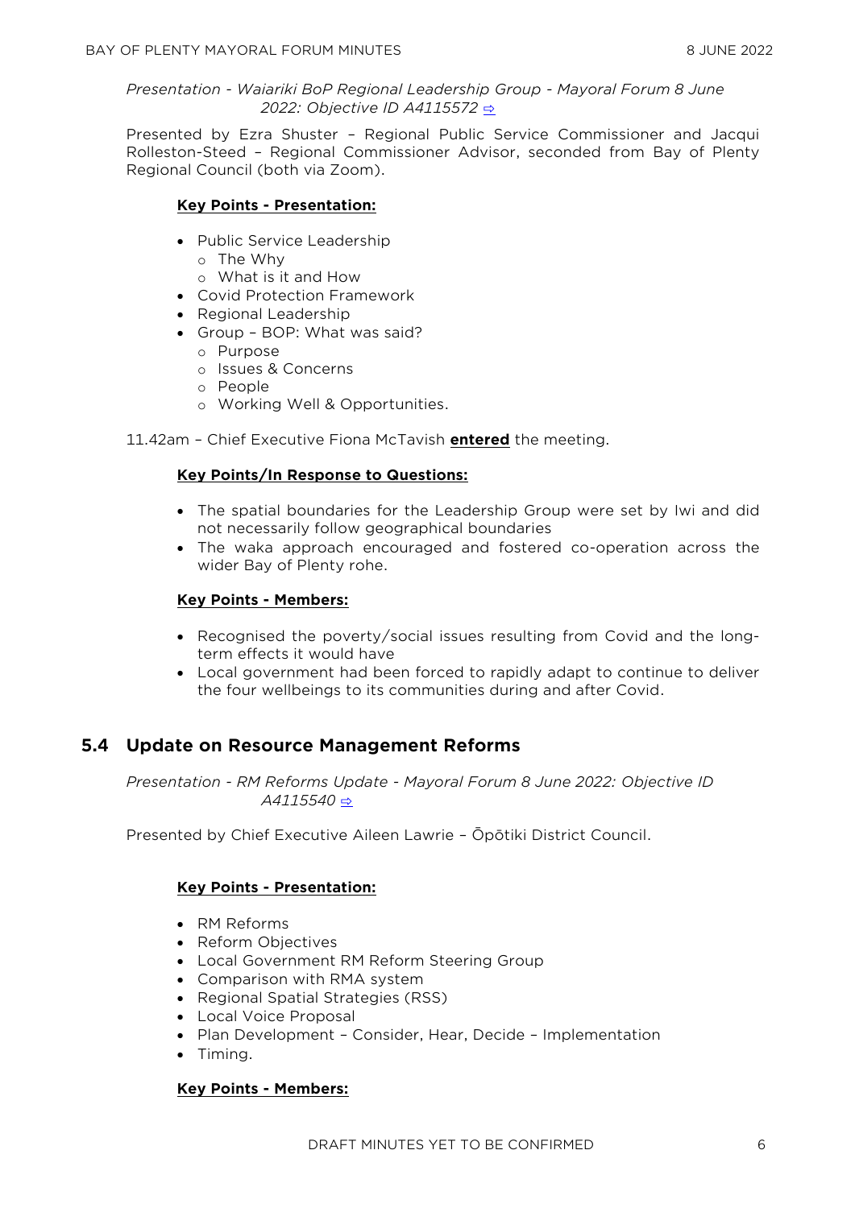*Presentation - Waiariki BoP Regional Leadership Group - Mayoral Forum 8 June 2022: Objective ID A4115572* ⇨

Presented by Ezra Shuster – Regional Public Service Commissioner and Jacqui Rolleston-Steed – Regional Commissioner Advisor, seconded from Bay of Plenty Regional Council (both via Zoom).

**Key Points - Presentation:**

- Public Service Leadership
  - The Why
  - What is it and How
- Covid Protection Framework
- Regional Leadership
- Group – BOP: What was said?
  - Purpose
  - Issues & Concerns
  - People
  - Working Well & Opportunities.

11.42am – Chief Executive Fiona McTavish **entered** the meeting.

**Key Points/In Response to Questions:**

- The spatial boundaries for the Leadership Group were set by Iwi and did not necessarily follow geographical boundaries
- The waka approach encouraged and fostered co-operation across the wider Bay of Plenty rohe.

**Key Points - Members:**

- Recognised the poverty/social issues resulting from Covid and the long-term effects it would have
- Local government had been forced to rapidly adapt to continue to deliver the four wellbeings to its communities during and after Covid.

## 5.4 Update on Resource Management Reforms

*Presentation - RM Reforms Update - Mayoral Forum 8 June 2022: Objective ID A4115540* ⇨

Presented by Chief Executive Aileen Lawrie – Ōpōtiki District Council.

**Key Points - Presentation:**

- RM Reforms
- Reform Objectives
- Local Government RM Reform Steering Group
- Comparison with RMA system
- Regional Spatial Strategies (RSS)
- Local Voice Proposal
- Plan Development – Consider, Hear, Decide – Implementation
- Timing.

**Key Points - Members:**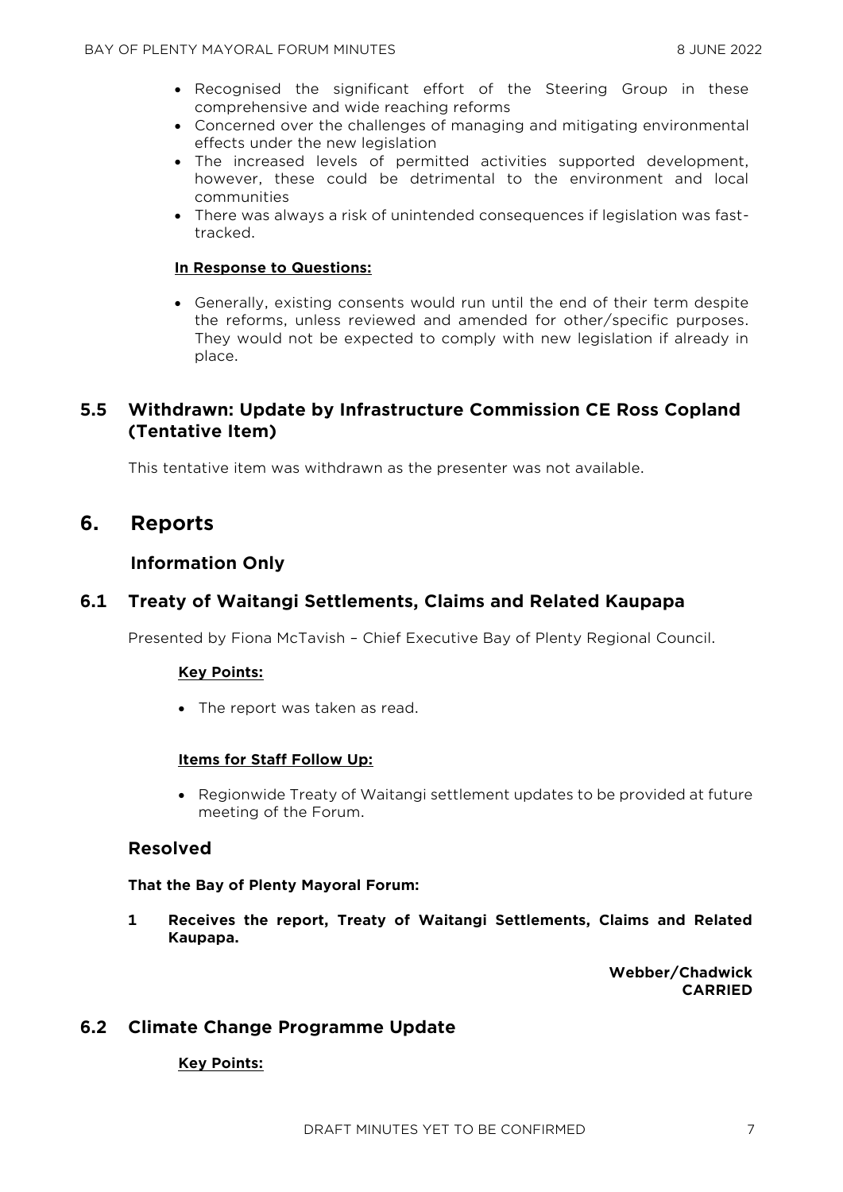- Recognised the significant effort of the Steering Group in these comprehensive and wide reaching reforms
- Concerned over the challenges of managing and mitigating environmental effects under the new legislation
- The increased levels of permitted activities supported development, however, these could be detrimental to the environment and local communities
- There was always a risk of unintended consequences if legislation was fast-tracked.

**In Response to Questions:**

- Generally, existing consents would run until the end of their term despite the reforms, unless reviewed and amended for other/specific purposes. They would not be expected to comply with new legislation if already in place.

## 5.5 Withdrawn: Update by Infrastructure Commission CE Ross Copland (Tentative Item)

This tentative item was withdrawn as the presenter was not available.

# 6. Reports

### Information Only

## 6.1 Treaty of Waitangi Settlements, Claims and Related Kaupapa

Presented by Fiona McTavish – Chief Executive Bay of Plenty Regional Council.

**Key Points:**

- The report was taken as read.

**Items for Staff Follow Up:**

- Regionwide Treaty of Waitangi settlement updates to be provided at future meeting of the Forum.

### Resolved

**That the Bay of Plenty Mayoral Forum:**

**1 Receives the report, Treaty of Waitangi Settlements, Claims and Related Kaupapa.**

**Webber/Chadwick**
**CARRIED**

## 6.2 Climate Change Programme Update

**Key Points:**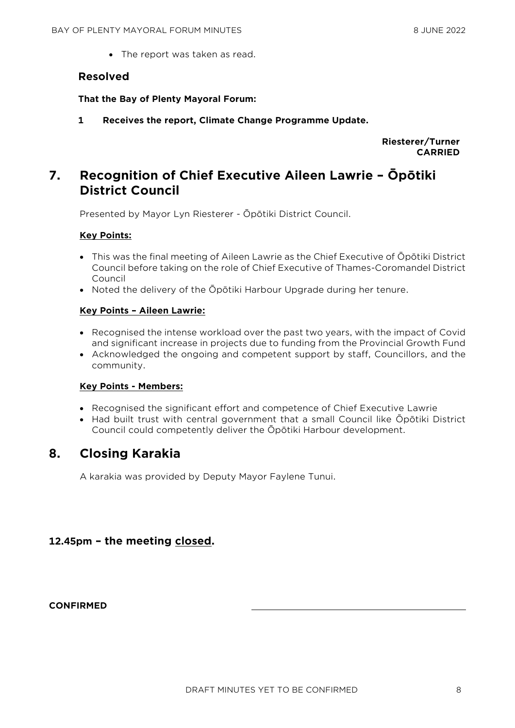- The report was taken as read.

### Resolved

**That the Bay of Plenty Mayoral Forum:**

**1 Receives the report, Climate Change Programme Update.**

**Riesterer/Turner**
**CARRIED**

## 7. Recognition of Chief Executive Aileen Lawrie – Ōpōtiki District Council

Presented by Mayor Lyn Riesterer - Ōpōtiki District Council.

**Key Points:**

- This was the final meeting of Aileen Lawrie as the Chief Executive of Ōpōtiki District Council before taking on the role of Chief Executive of Thames-Coromandel District Council
- Noted the delivery of the Ōpōtiki Harbour Upgrade during her tenure.

**Key Points – Aileen Lawrie:**

- Recognised the intense workload over the past two years, with the impact of Covid and significant increase in projects due to funding from the Provincial Growth Fund
- Acknowledged the ongoing and competent support by staff, Councillors, and the community.

**Key Points - Members:**

- Recognised the significant effort and competence of Chief Executive Lawrie
- Had built trust with central government that a small Council like Ōpōtiki District Council could competently deliver the Ōpōtiki Harbour development.

## 8. Closing Karakia

A karakia was provided by Deputy Mayor Faylene Tunui.

**12.45pm – the meeting closed.**

**CONFIRMED** \_\_\_\_\_\_\_\_\_\_\_\_\_\_\_\_\_\_\_\_\_\_\_\_\_\_\_\_\_\_\_\_\_\_\_\_\_\_\_\_

DRAFT MINUTES YET TO BE CONFIRMED